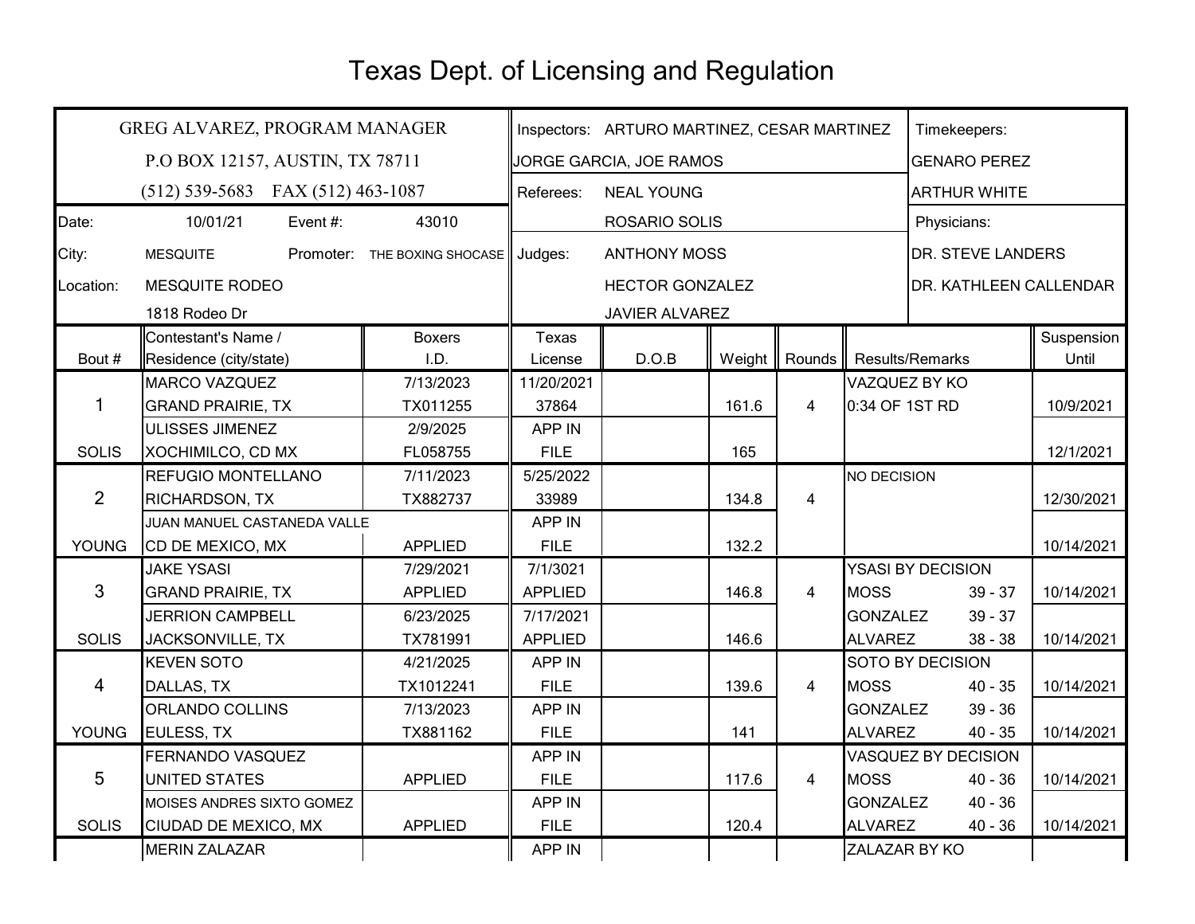# Texas Dept. of Licensing and Regulation

| GREG ALVAREZ, PROGRAM MANAGER | | | | Inspectors: | ARTURO MARTINEZ, CESAR MARTINEZ | Timekeepers: |
|---|---|---|---|---|---|---|
| P.O BOX 12157, AUSTIN, TX 78711 | | | | JORGE GARCIA, JOE RAMOS | | GENARO PEREZ |
| (512) 539-5683 FAX (512) 463-1087 | | | | Referees: | NEAL YOUNG | ARTHUR WHITE |
| Date: | 10/01/21 | Event #: | 43010 | | ROSARIO SOLIS | Physicians: |
| City: | MESQUITE | Promoter: | THE BOXING SHOCASE | Judges: | ANTHONY MOSS | DR. STEVE LANDERS |
| Location: | MESQUITE RODEO | | | | HECTOR GONZALEZ | DR. KATHLEEN CALLENDAR |
| | 1818 Rodeo Dr | | | | JAVIER ALVAREZ | |

| Bout # | Contestant's Name / Residence (city/state) | Boxers I.D. | Texas License | D.O.B | Weight | Rounds | Results/Remarks | | Suspension Until |
|---|---|---|---|---|---|---|---|---|---|
| | MARCO VAZQUEZ | 7/13/2023 | 11/20/2021 | | | | VAZQUEZ BY KO | | |
| 1 | GRAND PRAIRIE, TX | TX011255 | 37864 | | 161.6 | 4 | 0:34 OF 1ST RD | | 10/9/2021 |
| | ULISSES JIMENEZ | 2/9/2025 | APP IN | | | | | | |
| SOLIS | XOCHIMILCO, CD MX | FL058755 | FILE | | 165 | | | | 12/1/2021 |
| | REFUGIO MONTELLANO | 7/11/2023 | 5/25/2022 | | | | NO DECISION | | |
| 2 | RICHARDSON, TX | TX882737 | 33989 | | 134.8 | 4 | | | 12/30/2021 |
| | JUAN MANUEL CASTANEDA VALLE | | APP IN | | | | | | |
| YOUNG | CD DE MEXICO, MX | APPLIED | FILE | | 132.2 | | | | 10/14/2021 |
| | JAKE YSASI | 7/29/2021 | 7/1/3021 | | | | YSASI BY DECISION | | |
| 3 | GRAND PRAIRIE, TX | APPLIED | APPLIED | | 146.8 | 4 | MOSS | 39 - 37 | 10/14/2021 |
| | JERRION CAMPBELL | 6/23/2025 | 7/17/2021 | | | | GONZALEZ | 39 - 37 | |
| SOLIS | JACKSONVILLE, TX | TX781991 | APPLIED | | 146.6 | | ALVAREZ | 38 - 38 | 10/14/2021 |
| | KEVEN SOTO | 4/21/2025 | APP IN | | | | SOTO BY DECISION | | |
| 4 | DALLAS, TX | TX1012241 | FILE | | 139.6 | 4 | MOSS | 40 - 35 | 10/14/2021 |
| | ORLANDO COLLINS | 7/13/2023 | APP IN | | | | GONZALEZ | 39 - 36 | |
| YOUNG | EULESS, TX | TX881162 | FILE | | 141 | | ALVAREZ | 40 - 35 | 10/14/2021 |
| | FERNANDO VASQUEZ | | APP IN | | | | VASQUEZ BY DECISION | | |
| 5 | UNITED STATES | APPLIED | FILE | | 117.6 | 4 | MOSS | 40 - 36 | 10/14/2021 |
| | MOISES ANDRES SIXTO GOMEZ | | APP IN | | | | GONZALEZ | 40 - 36 | |
| SOLIS | CIUDAD DE MEXICO, MX | APPLIED | FILE | | 120.4 | | ALVAREZ | 40 - 36 | 10/14/2021 |
| | MERIN ZALAZAR | | APP IN | | | | ZALAZAR BY KO | | |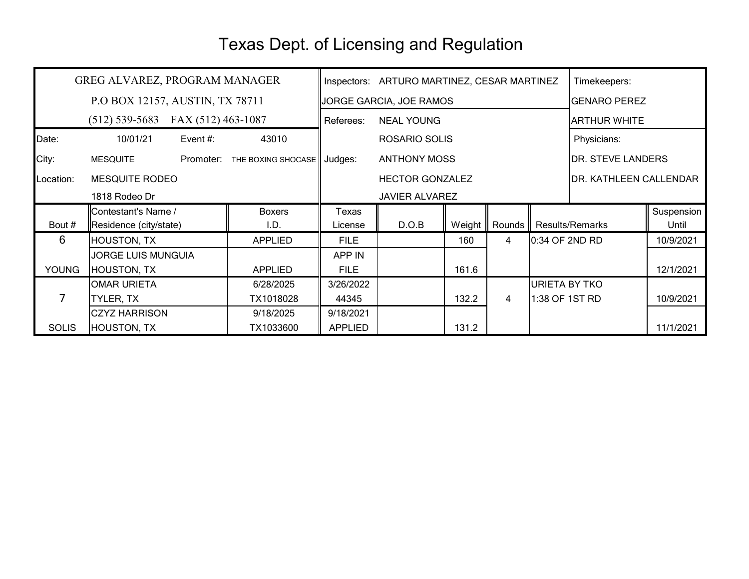# Texas Dept. of Licensing and Regulation

| | | | | | |
|---|---|---|---|---|---|
| GREG ALVAREZ, PROGRAM MANAGER | | Inspectors: | ARTURO MARTINEZ, CESAR MARTINEZ | Timekeepers: | |
| P.O BOX 12157, AUSTIN, TX 78711 | | JORGE GARCIA, JOE RAMOS | | GENARO PEREZ | |
| (512) 539-5683 FAX (512) 463-1087 | | Referees: | NEAL YOUNG | ARTHUR WHITE | |
| Date: | 10/01/21 | Event #: | 43010 | | ROSARIO SOLIS | Physicians: |
| City: | MESQUITE | Promoter: | THE BOXING SHOCASE | Judges: | ANTHONY MOSS | DR. STEVE LANDERS |
| Location: | MESQUITE RODEO | | | | HECTOR GONZALEZ | DR. KATHLEEN CALLENDAR |
| | 1818 Rodeo Dr | | | | JAVIER ALVAREZ | |

| Bout # | Contestant's Name / Residence (city/state) | Boxers I.D. | Texas License | D.O.B | Weight | Rounds | Results/Remarks | Suspension Until |
|---|---|---|---|---|---|---|---|---|
| 6 | HOUSTON, TX | APPLIED | FILE | | 160 | 4 | 0:34 OF 2ND RD | 10/9/2021 |
| | JORGE LUIS MUNGUIA | | APP IN | | | | | |
| YOUNG | HOUSTON, TX | APPLIED | FILE | | 161.6 | | | 12/1/2021 |
| | OMAR URIETA | 6/28/2025 | 3/26/2022 | | | | URIETA BY TKO | |
| 7 | TYLER, TX | TX1018028 | 44345 | | 132.2 | 4 | 1:38 OF 1ST RD | 10/9/2021 |
| | CZYZ HARRISON | 9/18/2025 | 9/18/2021 | | | | | |
| SOLIS | HOUSTON, TX | TX1033600 | APPLIED | | 131.2 | | | 11/1/2021 |